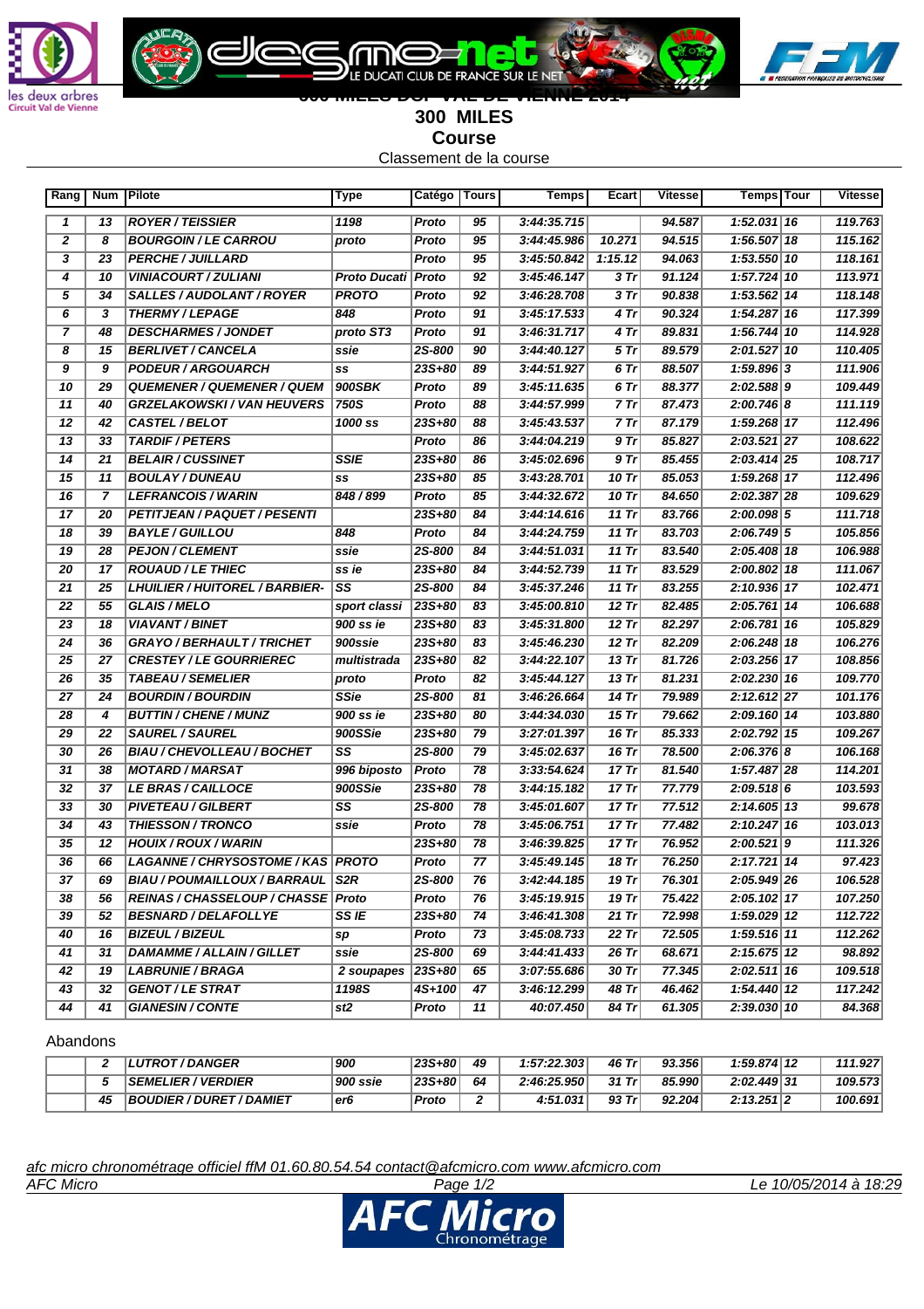# 300 MILES

## Course

Classement de la course

| Rang | Num | Pilote | Type | Catégo | Tours | Temps | Ecart | Vitesse | Temps | Tour | Vitesse |
|---|---|---|---|---|---|---|---|---|---|---|---|
| 1 | 13 | ROYER / TEISSIER | 1198 | Proto | 95 | 3:44:35.715 | | 94.587 | 1:52.031 | 16 | 119.763 |
| 2 | 8 | BOURGOIN / LE CARROU | proto | Proto | 95 | 3:44:45.986 | 10.271 | 94.515 | 1:56.507 | 18 | 115.162 |
| 3 | 23 | PERCHE / JUILLARD | | Proto | 95 | 3:45:50.842 | 1:15.12 | 94.063 | 1:53.550 | 10 | 118.161 |
| 4 | 10 | VINIACOURT / ZULIANI | Proto Ducati | Proto | 92 | 3:45:46.147 | 3 Tr | 91.124 | 1:57.724 | 10 | 113.971 |
| 5 | 34 | SALLES / AUDOLANT / ROYER | PROTO | Proto | 92 | 3:46:28.708 | 3 Tr | 90.838 | 1:53.562 | 14 | 118.148 |
| 6 | 3 | THERMY / LEPAGE | 848 | Proto | 91 | 3:45:17.533 | 4 Tr | 90.324 | 1:54.287 | 16 | 117.399 |
| 7 | 48 | DESCHARMES / JONDET | proto ST3 | Proto | 91 | 3:46:31.717 | 4 Tr | 89.831 | 1:56.744 | 10 | 114.928 |
| 8 | 15 | BERLIVET / CANCELA | ssie | 2S-800 | 90 | 3:44:40.127 | 5 Tr | 89.579 | 2:01.527 | 10 | 110.405 |
| 9 | 9 | PODEUR / ARGOUARCH | ss | 23S+80 | 89 | 3:44:51.927 | 6 Tr | 88.507 | 1:59.896 | 3 | 111.906 |
| 10 | 29 | QUEMENER / QUEMENER / QUEM | 900SBK | Proto | 89 | 3:45:11.635 | 6 Tr | 88.377 | 2:02.588 | 9 | 109.449 |
| 11 | 40 | GRZELAKOWSKI / VAN HEUVERS | 750S | Proto | 88 | 3:44:57.999 | 7 Tr | 87.473 | 2:00.746 | 8 | 111.119 |
| 12 | 42 | CASTEL / BELOT | 1000 ss | 23S+80 | 88 | 3:45:43.537 | 7 Tr | 87.179 | 1:59.268 | 17 | 112.496 |
| 13 | 33 | TARDIF / PETERS | | Proto | 86 | 3:44:04.219 | 9 Tr | 85.827 | 2:03.521 | 27 | 108.622 |
| 14 | 21 | BELAIR / CUSSINET | SSIE | 23S+80 | 86 | 3:45:02.696 | 9 Tr | 85.455 | 2:03.414 | 25 | 108.717 |
| 15 | 11 | BOULAY / DUNEAU | ss | 23S+80 | 85 | 3:43:28.701 | 10 Tr | 85.053 | 1:59.268 | 17 | 112.496 |
| 16 | 7 | LEFRANCOIS / WARIN | 848 / 899 | Proto | 85 | 3:44:32.672 | 10 Tr | 84.650 | 2:02.387 | 28 | 109.629 |
| 17 | 20 | PETITJEAN / PAQUET / PESENTI | | 23S+80 | 84 | 3:44:14.616 | 11 Tr | 83.766 | 2:00.098 | 5 | 111.718 |
| 18 | 39 | BAYLE / GUILLOU | 848 | Proto | 84 | 3:44:24.759 | 11 Tr | 83.703 | 2:06.749 | 5 | 105.856 |
| 19 | 28 | PEJON / CLEMENT | ssie | 2S-800 | 84 | 3:44:51.031 | 11 Tr | 83.540 | 2:05.408 | 18 | 106.988 |
| 20 | 17 | ROUAUD / LE THIEC | ss ie | 23S+80 | 84 | 3:44:52.739 | 11 Tr | 83.529 | 2:00.802 | 18 | 111.067 |
| 21 | 25 | LHUILIER / HUITOREL / BARBIER- | SS | 2S-800 | 84 | 3:45:37.246 | 11 Tr | 83.255 | 2:10.936 | 17 | 102.471 |
| 22 | 55 | GLAIS / MELO | sport classi | 23S+80 | 83 | 3:45:00.810 | 12 Tr | 82.485 | 2:05.761 | 14 | 106.688 |
| 23 | 18 | VIAVANT / BINET | 900 ss ie | 23S+80 | 83 | 3:45:31.800 | 12 Tr | 82.297 | 2:06.781 | 16 | 105.829 |
| 24 | 36 | GRAYO / BERHAULT / TRICHET | 900ssie | 23S+80 | 83 | 3:45:46.230 | 12 Tr | 82.209 | 2:06.248 | 18 | 106.276 |
| 25 | 27 | CRESTEY / LE GOURRIEREC | multistrada | 23S+80 | 82 | 3:44:22.107 | 13 Tr | 81.726 | 2:03.256 | 17 | 108.856 |
| 26 | 35 | TABEAU / SEMELIER | proto | Proto | 82 | 3:45:44.127 | 13 Tr | 81.231 | 2:02.230 | 16 | 109.770 |
| 27 | 24 | BOURDIN / BOURDIN | SSie | 2S-800 | 81 | 3:46:26.664 | 14 Tr | 79.989 | 2:12.612 | 27 | 101.176 |
| 28 | 4 | BUTTIN / CHENE / MUNZ | 900 ss ie | 23S+80 | 80 | 3:44:34.030 | 15 Tr | 79.662 | 2:09.160 | 14 | 103.880 |
| 29 | 22 | SAUREL / SAUREL | 900SSie | 23S+80 | 79 | 3:27:01.397 | 16 Tr | 85.333 | 2:02.792 | 15 | 109.267 |
| 30 | 26 | BIAU / CHEVOLLEAU / BOCHET | SS | 2S-800 | 79 | 3:45:02.637 | 16 Tr | 78.500 | 2:06.376 | 8 | 106.168 |
| 31 | 38 | MOTARD / MARSAT | 996 biposto | Proto | 78 | 3:33:54.624 | 17 Tr | 81.540 | 1:57.487 | 28 | 114.201 |
| 32 | 37 | LE BRAS / CAILLOCE | 900SSie | 23S+80 | 78 | 3:44:15.182 | 17 Tr | 77.779 | 2:09.518 | 6 | 103.593 |
| 33 | 30 | PIVETEAU / GILBERT | SS | 2S-800 | 78 | 3:45:01.607 | 17 Tr | 77.512 | 2:14.605 | 13 | 99.678 |
| 34 | 43 | THIESSON / TRONCO | ssie | Proto | 78 | 3:45:06.751 | 17 Tr | 77.482 | 2:10.247 | 16 | 103.013 |
| 35 | 12 | HOUIX / ROUX / WARIN | | 23S+80 | 78 | 3:46:39.825 | 17 Tr | 76.952 | 2:00.521 | 9 | 111.326 |
| 36 | 66 | LAGANNE / CHRYSOSTOME / KAS | PROTO | Proto | 77 | 3:45:49.145 | 18 Tr | 76.250 | 2:17.721 | 14 | 97.423 |
| 37 | 69 | BIAU / POUMAILLOUX / BARRAUL | S2R | 2S-800 | 76 | 3:42:44.185 | 19 Tr | 76.301 | 2:05.949 | 26 | 106.528 |
| 38 | 56 | REINAS / CHASSELOUP / CHASSE | Proto | Proto | 76 | 3:45:19.915 | 19 Tr | 75.422 | 2:05.102 | 17 | 107.250 |
| 39 | 52 | BESNARD / DELAFOLLYE | SS IE | 23S+80 | 74 | 3:46:41.308 | 21 Tr | 72.998 | 1:59.029 | 12 | 112.722 |
| 40 | 16 | BIZEUL / BIZEUL | sp | Proto | 73 | 3:45:08.733 | 22 Tr | 72.505 | 1:59.516 | 11 | 112.262 |
| 41 | 31 | DAMAMME / ALLAIN / GILLET | ssie | 2S-800 | 69 | 3:44:41.433 | 26 Tr | 68.671 | 2:15.675 | 12 | 98.892 |
| 42 | 19 | LABRUNIE / BRAGA | 2 soupapes | 23S+80 | 65 | 3:07:55.686 | 30 Tr | 77.345 | 2:02.511 | 16 | 109.518 |
| 43 | 32 | GENOT / LE STRAT | 1198S | 4S+100 | 47 | 3:46:12.299 | 48 Tr | 46.462 | 1:54.440 | 12 | 117.242 |
| 44 | 41 | GIANESIN / CONTE | st2 | Proto | 11 | 40:07.450 | 84 Tr | 61.305 | 2:39.030 | 10 | 84.368 |

Abandons

| Rang | Num | Pilote | Type | Catégo | Tours | Temps | Ecart | Vitesse | Temps | Tour | Vitesse |
|---|---|---|---|---|---|---|---|---|---|---|---|
| | 2 | LUTROT / DANGER | 900 | 23S+80 | 49 | 1:57:22.303 | 46 Tr | 93.356 | 1:59.874 | 12 | 111.927 |
| | 5 | SEMELIER / VERDIER | 900 ssie | 23S+80 | 64 | 2:46:25.950 | 31 Tr | 85.990 | 2:02.449 | 31 | 109.573 |
| | 45 | BOUDIER / DURET / DAMIET | er6 | Proto | 2 | 4:51.031 | 93 Tr | 92.204 | 2:13.251 | 2 | 100.691 |

*afc micro chronométrage officiel ffM 01.60.80.54.54 contact@afcmicro.com www.afcmicro.com*

*AFC Micro* — *Le 10/05/2014 à 18:29*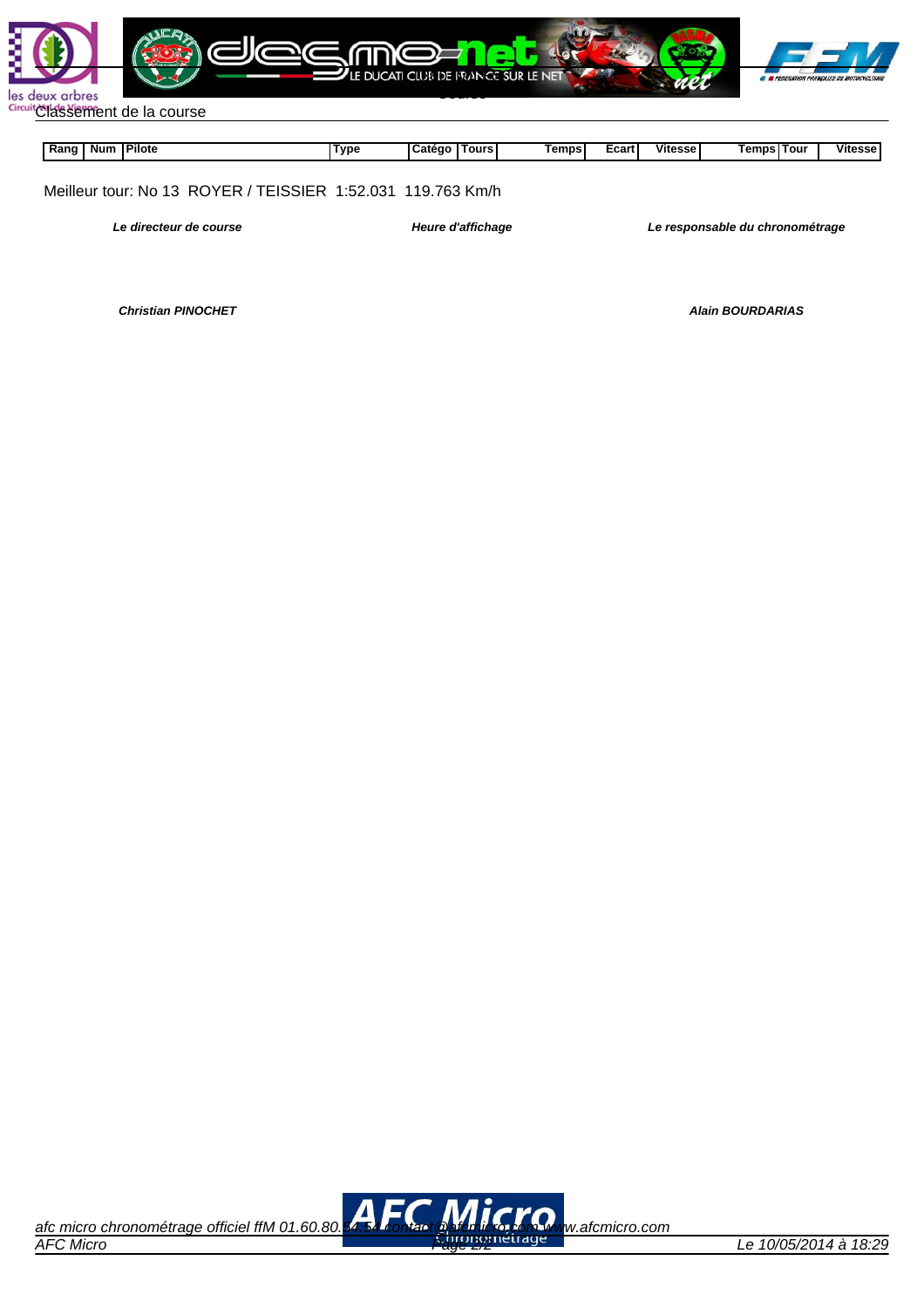Classement de la course

| Rang | Num | Pilote | Type | Catégo | Tours | Temps | Ecart | Vitesse | Temps | Tour | Vitesse |
|---|---|---|---|---|---|---|---|---|---|---|---|

Meilleur tour: No 13 ROYER / TEISSIER 1:52.031 119.763 Km/h

***Le directeur de course*** ***Heure d'affichage*** ***Le responsable du chronométrage***

***Christian PINOCHET*** ***Alain BOURDARIAS***